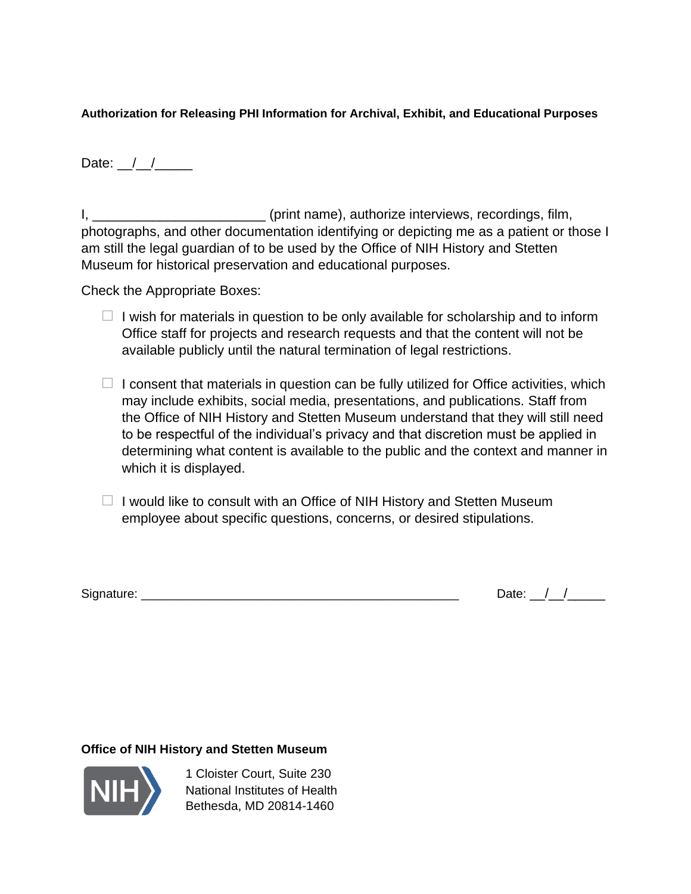**Authorization for Releasing PHI Information for Archival, Exhibit, and Educational Purposes**

Date: __/__/_____

I, _______________________ (print name), authorize interviews, recordings, film, photographs, and other documentation identifying or depicting me as a patient or those I am still the legal guardian of to be used by the Office of NIH History and Stetten Museum for historical preservation and educational purposes.

Check the Appropriate Boxes:

- ☐ I wish for materials in question to be only available for scholarship and to inform Office staff for projects and research requests and that the content will not be available publicly until the natural termination of legal restrictions.

- ☐ I consent that materials in question can be fully utilized for Office activities, which may include exhibits, social media, presentations, and publications. Staff from the Office of NIH History and Stetten Museum understand that they will still need to be respectful of the individual's privacy and that discretion must be applied in determining what content is available to the public and the context and manner in which it is displayed.

- ☐ I would like to consult with an Office of NIH History and Stetten Museum employee about specific questions, concerns, or desired stipulations.

Signature: ______________________________________________ Date: __/__/_____

**Office of NIH History and Stetten Museum**

NIH

1 Cloister Court, Suite 230
National Institutes of Health
Bethesda, MD 20814-1460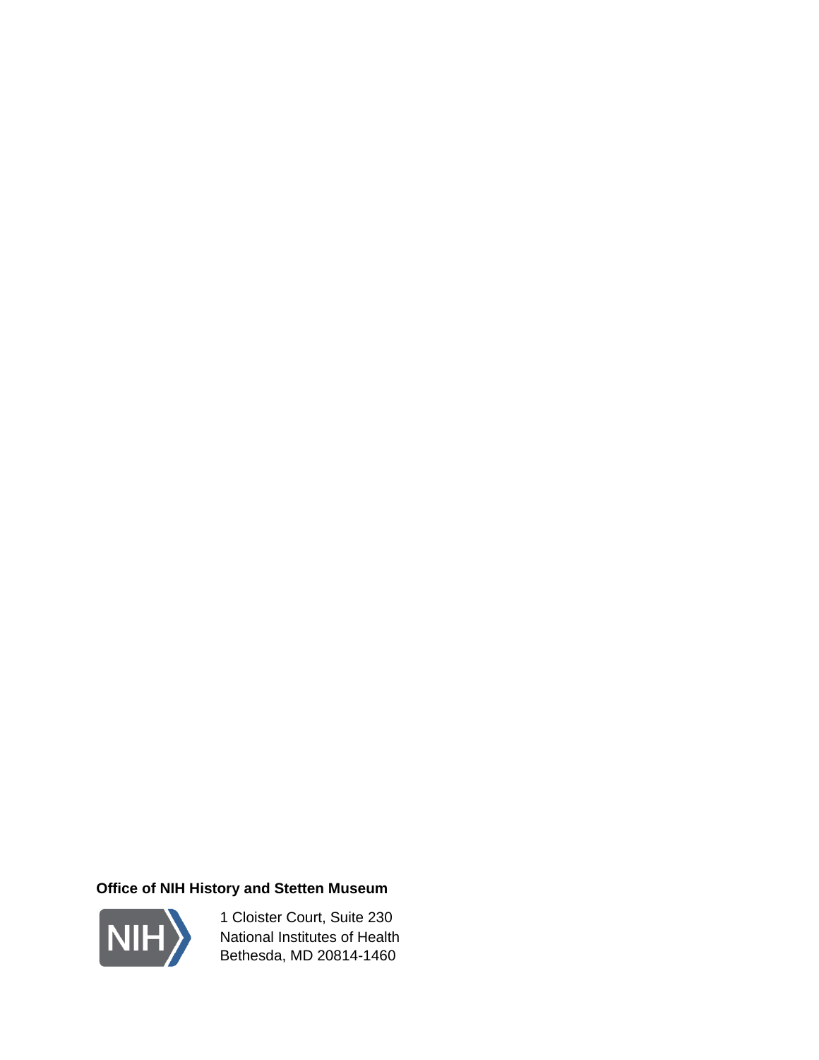**Office of NIH History and Stetten Museum**

NIH

1 Cloister Court, Suite 230
National Institutes of Health
Bethesda, MD 20814-1460